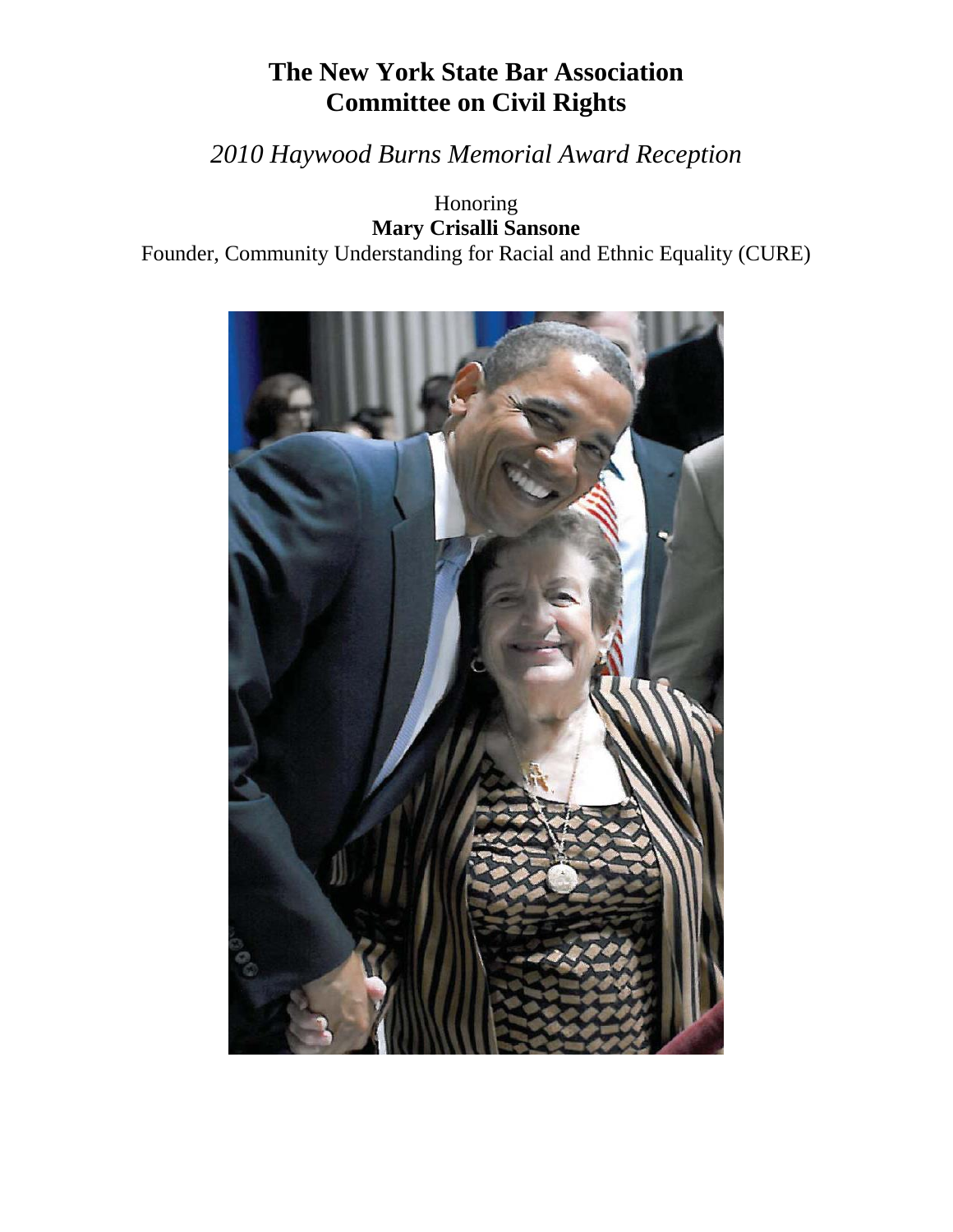# The New York State Bar Association
# Committee on Civil Rights

*2010 Haywood Burns Memorial Award Reception*

Honoring

**Mary Crisalli Sansone**

Founder, Community Understanding for Racial and Ethnic Equality (CURE)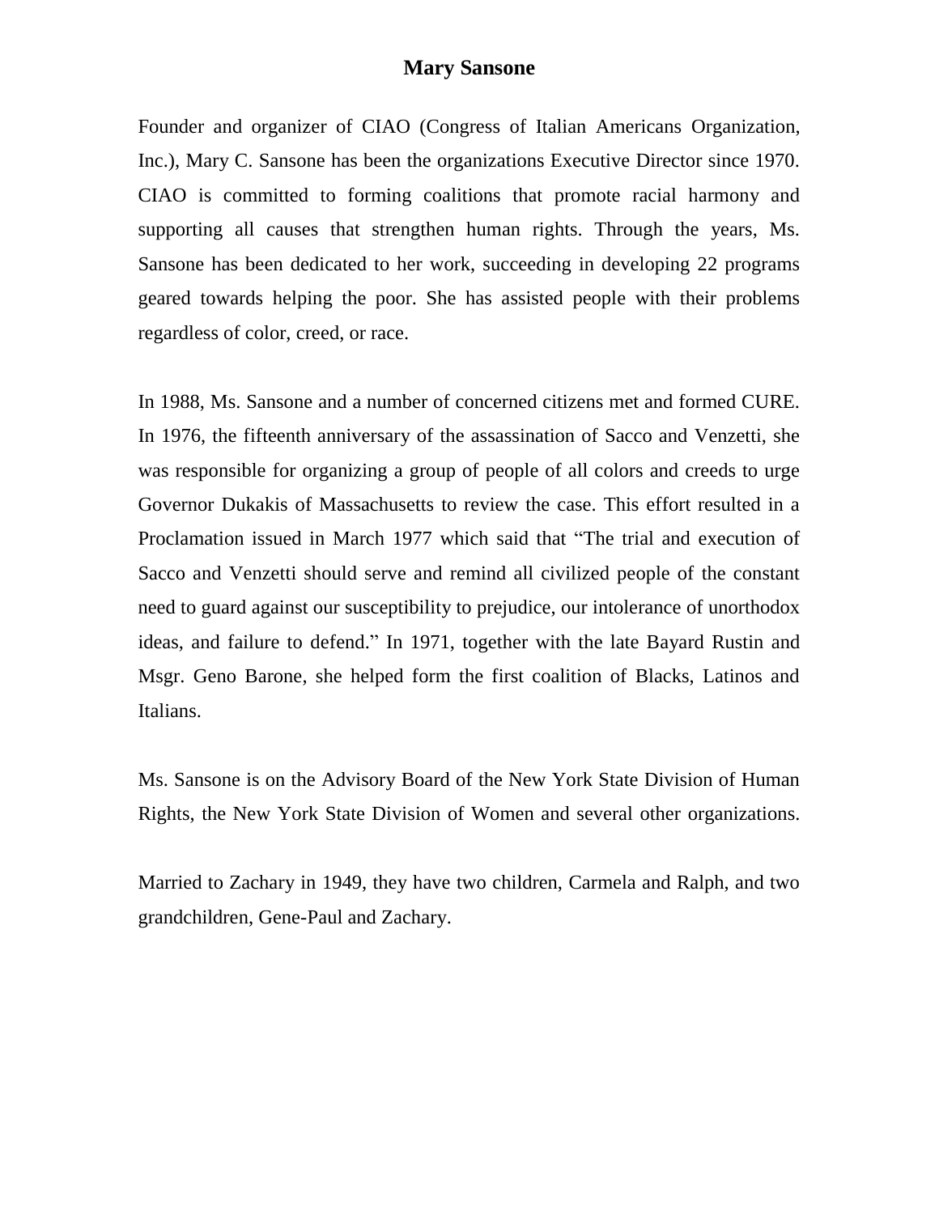# Mary Sansone

Founder and organizer of CIAO (Congress of Italian Americans Organization, Inc.), Mary C. Sansone has been the organizations Executive Director since 1970. CIAO is committed to forming coalitions that promote racial harmony and supporting all causes that strengthen human rights. Through the years, Ms. Sansone has been dedicated to her work, succeeding in developing 22 programs geared towards helping the poor. She has assisted people with their problems regardless of color, creed, or race.

In 1988, Ms. Sansone and a number of concerned citizens met and formed CURE. In 1976, the fifteenth anniversary of the assassination of Sacco and Venzetti, she was responsible for organizing a group of people of all colors and creeds to urge Governor Dukakis of Massachusetts to review the case. This effort resulted in a Proclamation issued in March 1977 which said that "The trial and execution of Sacco and Venzetti should serve and remind all civilized people of the constant need to guard against our susceptibility to prejudice, our intolerance of unorthodox ideas, and failure to defend." In 1971, together with the late Bayard Rustin and Msgr. Geno Barone, she helped form the first coalition of Blacks, Latinos and Italians.

Ms. Sansone is on the Advisory Board of the New York State Division of Human Rights, the New York State Division of Women and several other organizations.

Married to Zachary in 1949, they have two children, Carmela and Ralph, and two grandchildren, Gene-Paul and Zachary.